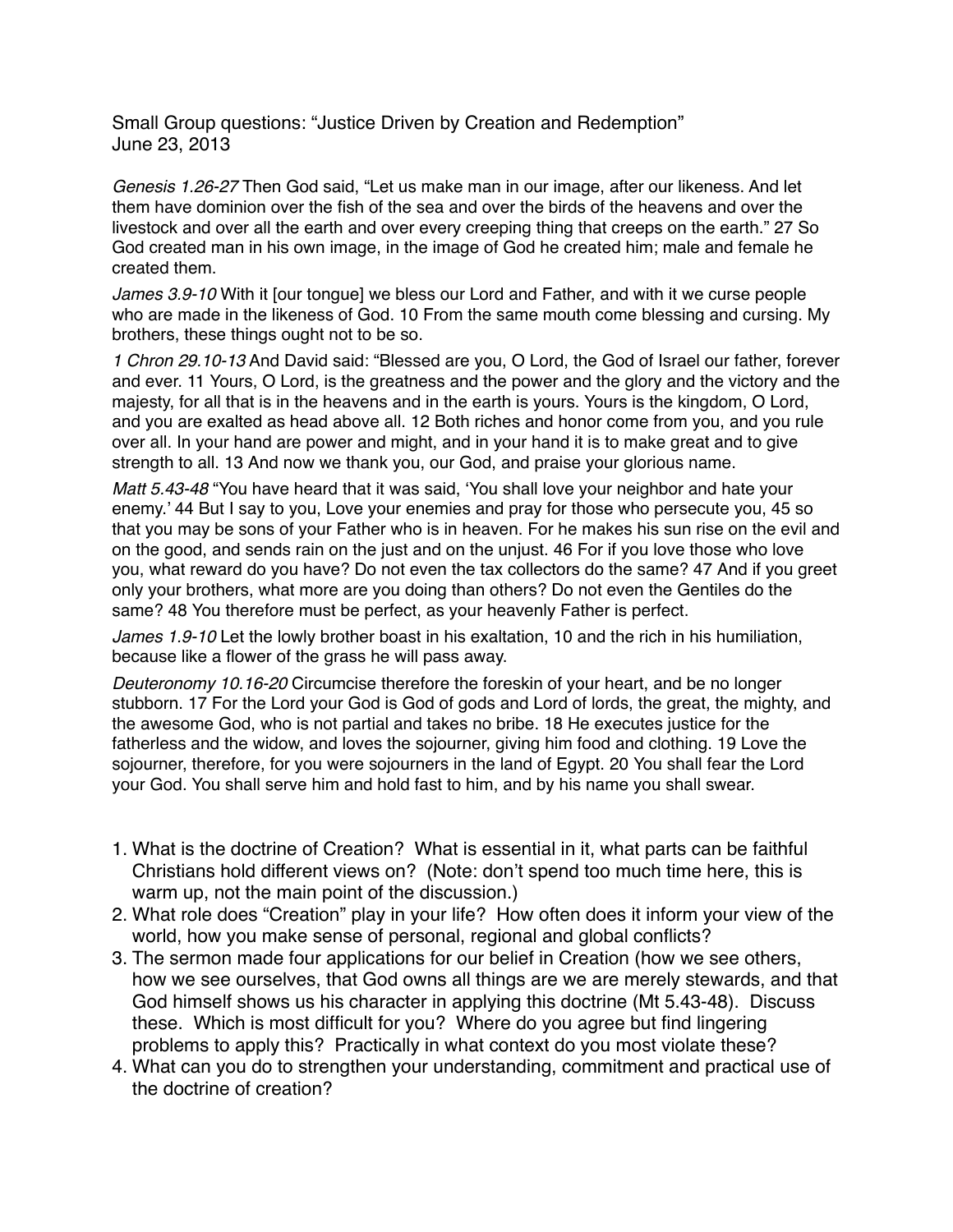Small Group questions: "Justice Driven by Creation and Redemption"
June 23, 2013

*Genesis 1.26-27* Then God said, "Let us make man in our image, after our likeness. And let them have dominion over the fish of the sea and over the birds of the heavens and over the livestock and over all the earth and over every creeping thing that creeps on the earth." 27 So God created man in his own image, in the image of God he created him; male and female he created them.

*James 3.9-10* With it [our tongue] we bless our Lord and Father, and with it we curse people who are made in the likeness of God. 10 From the same mouth come blessing and cursing. My brothers, these things ought not to be so.

*1 Chron 29.10-13* And David said: "Blessed are you, O Lord, the God of Israel our father, forever and ever. 11 Yours, O Lord, is the greatness and the power and the glory and the victory and the majesty, for all that is in the heavens and in the earth is yours. Yours is the kingdom, O Lord, and you are exalted as head above all. 12 Both riches and honor come from you, and you rule over all. In your hand are power and might, and in your hand it is to make great and to give strength to all. 13 And now we thank you, our God, and praise your glorious name.

*Matt 5.43-48* "You have heard that it was said, 'You shall love your neighbor and hate your enemy.' 44 But I say to you, Love your enemies and pray for those who persecute you, 45 so that you may be sons of your Father who is in heaven. For he makes his sun rise on the evil and on the good, and sends rain on the just and on the unjust. 46 For if you love those who love you, what reward do you have? Do not even the tax collectors do the same? 47 And if you greet only your brothers, what more are you doing than others? Do not even the Gentiles do the same? 48 You therefore must be perfect, as your heavenly Father is perfect.

*James 1.9-10* Let the lowly brother boast in his exaltation, 10 and the rich in his humiliation, because like a flower of the grass he will pass away.

*Deuteronomy 10.16-20* Circumcise therefore the foreskin of your heart, and be no longer stubborn. 17 For the Lord your God is God of gods and Lord of lords, the great, the mighty, and the awesome God, who is not partial and takes no bribe. 18 He executes justice for the fatherless and the widow, and loves the sojourner, giving him food and clothing. 19 Love the sojourner, therefore, for you were sojourners in the land of Egypt. 20 You shall fear the Lord your God. You shall serve him and hold fast to him, and by his name you shall swear.

1. What is the doctrine of Creation? What is essential in it, what parts can be faithful Christians hold different views on? (Note: don't spend too much time here, this is warm up, not the main point of the discussion.)
2. What role does "Creation" play in your life? How often does it inform your view of the world, how you make sense of personal, regional and global conflicts?
3. The sermon made four applications for our belief in Creation (how we see others, how we see ourselves, that God owns all things are we are merely stewards, and that God himself shows us his character in applying this doctrine (Mt 5.43-48). Discuss these. Which is most difficult for you? Where do you agree but find lingering problems to apply this? Practically in what context do you most violate these?
4. What can you do to strengthen your understanding, commitment and practical use of the doctrine of creation?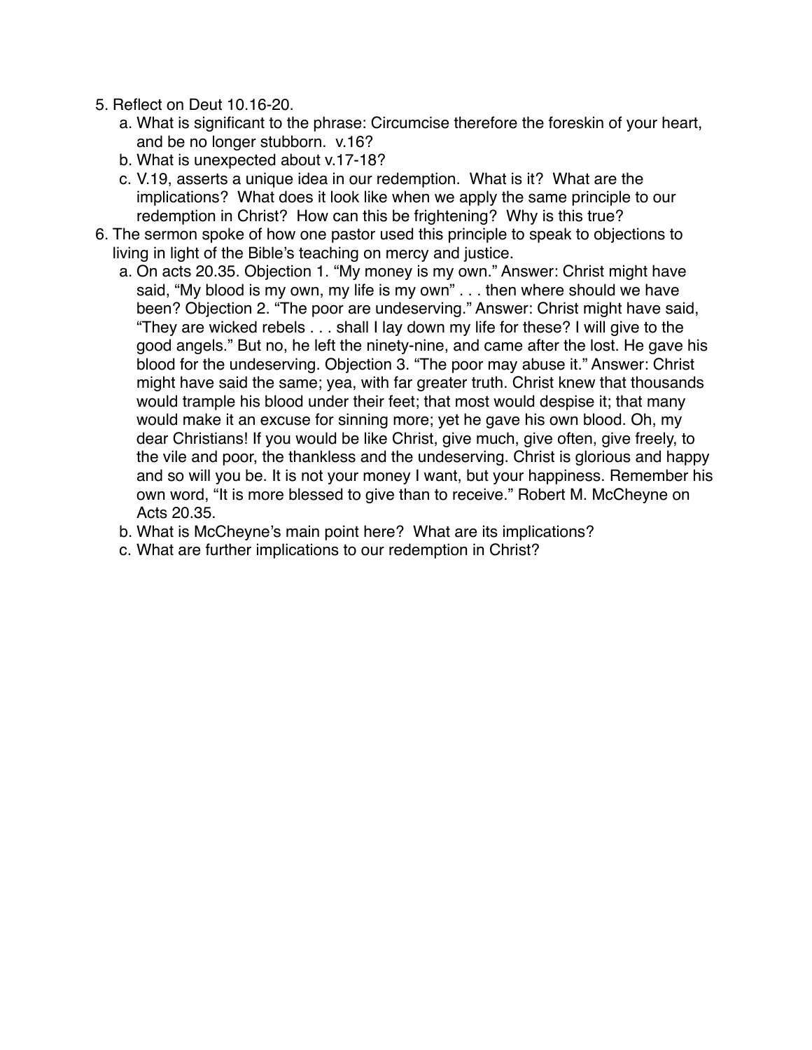5. Reflect on Deut 10.16-20.
    a. What is significant to the phrase: Circumcise therefore the foreskin of your heart, and be no longer stubborn. v.16?
    b. What is unexpected about v.17-18?
    c. V.19, asserts a unique idea in our redemption. What is it? What are the implications? What does it look like when we apply the same principle to our redemption in Christ? How can this be frightening? Why is this true?
6. The sermon spoke of how one pastor used this principle to speak to objections to living in light of the Bible's teaching on mercy and justice.
    a. On acts 20.35. Objection 1. "My money is my own." Answer: Christ might have said, "My blood is my own, my life is my own" . . . then where should we have been? Objection 2. "The poor are undeserving." Answer: Christ might have said, "They are wicked rebels . . . shall I lay down my life for these? I will give to the good angels." But no, he left the ninety-nine, and came after the lost. He gave his blood for the undeserving. Objection 3. "The poor may abuse it." Answer: Christ might have said the same; yea, with far greater truth. Christ knew that thousands would trample his blood under their feet; that most would despise it; that many would make it an excuse for sinning more; yet he gave his own blood. Oh, my dear Christians! If you would be like Christ, give much, give often, give freely, to the vile and poor, the thankless and the undeserving. Christ is glorious and happy and so will you be. It is not your money I want, but your happiness. Remember his own word, "It is more blessed to give than to receive." Robert M. McCheyne on Acts 20.35.
    b. What is McCheyne's main point here? What are its implications?
    c. What are further implications to our redemption in Christ?